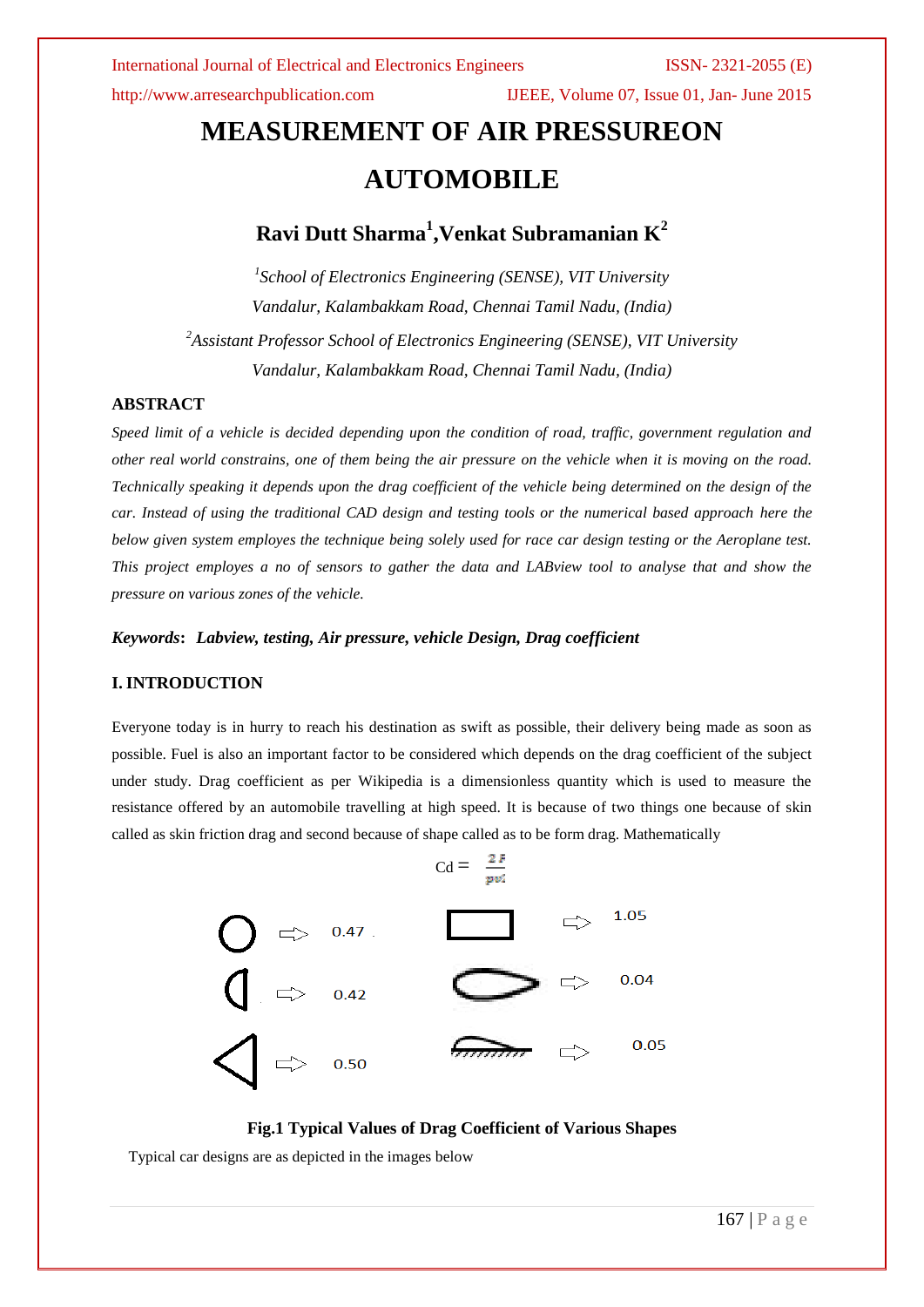# MEASUREMENT OF AIR PRESSUREON AUTOMOBILE

## Ravi Dutt Sharma[1],Venkat Subramanian K[2]

*[1]School of Electronics Engineering (SENSE), VIT University*
*Vandalur, Kalambakkam Road, Chennai Tamil Nadu, (India)*

*[2]Assistant Professor School of Electronics Engineering (SENSE), VIT University*
*Vandalur, Kalambakkam Road, Chennai Tamil Nadu, (India)*

### ABSTRACT

*Speed limit of a vehicle is decided depending upon the condition of road, traffic, government regulation and other real world constrains, one of them being the air pressure on the vehicle when it is moving on the road. Technically speaking it depends upon the drag coefficient of the vehicle being determined on the design of the car. Instead of using the traditional CAD design and testing tools or the numerical based approach here the below given system employes the technique being solely used for race car design testing or the Aeroplane test. This project employes a no of sensors to gather the data and LABview tool to analyse that and show the pressure on various zones of the vehicle.*

***Keywords**: Labview, testing, Air pressure, vehicle Design, Drag coefficient*

### I. INTRODUCTION

Everyone today is in hurry to reach his destination as swift as possible, their delivery being made as soon as possible. Fuel is also an important factor to be considered which depends on the drag coefficient of the subject under study. Drag coefficient as per Wikipedia is a dimensionless quantity which is used to measure the resistance offered by an automobile travelling at high speed. It is because of two things one because of skin called as skin friction drag and second because of shape called as to be form drag. Mathematically

$$Cd = \frac{2F}{\rho v^2 A}$$

| Shape | Drag Coefficient |
|---|---|
| Sphere | 0.47 |
| Half-sphere | 0.42 |
| Cone | 0.50 |
| Cube | 1.05 |
| Streamlined body | 0.04 |
| Streamlined half-body | 0.05 |

**Fig.1 Typical Values of Drag Coefficient of Various Shapes**

Typical car designs are as depicted in the images below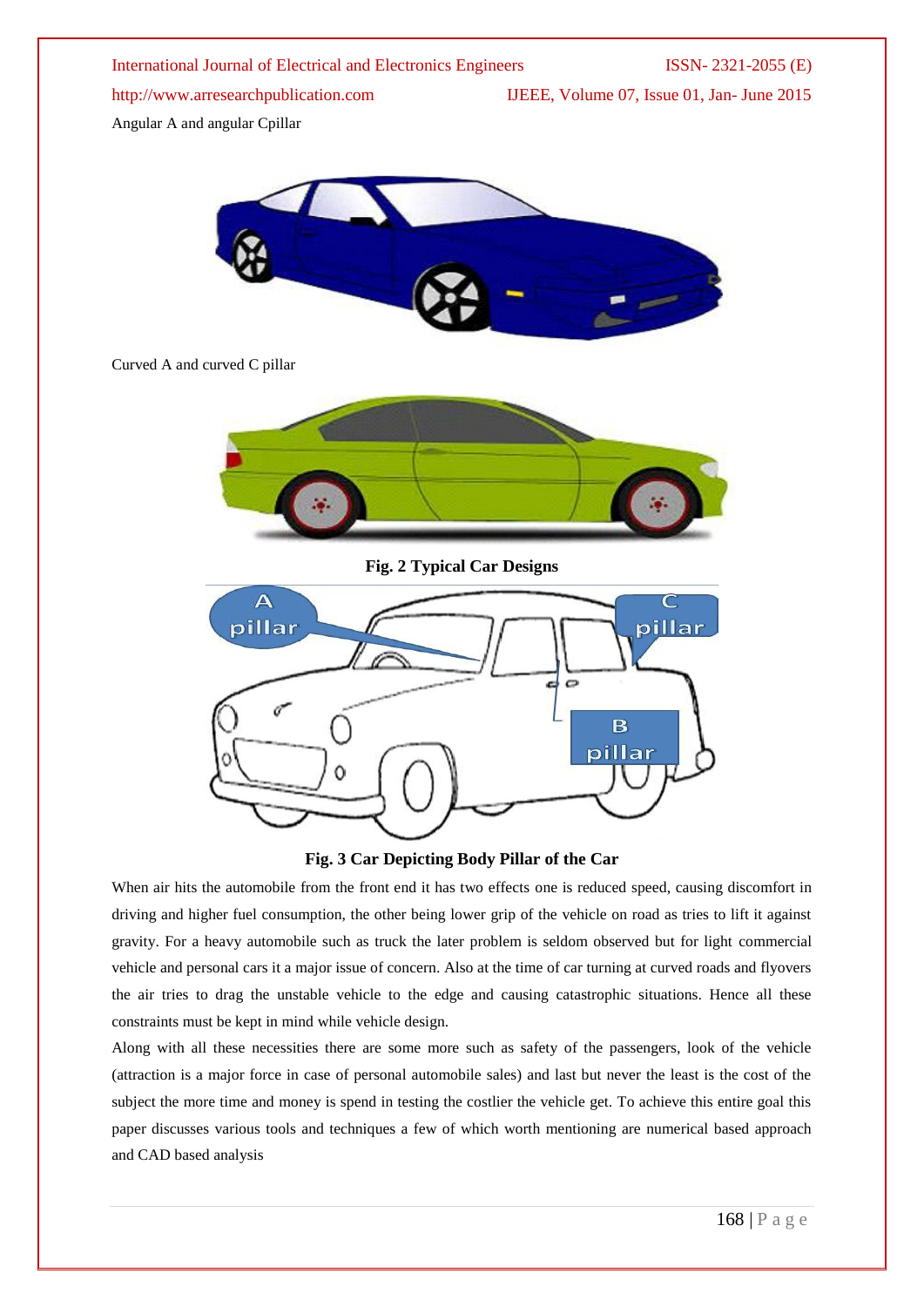Angular A and angular Cpillar

Curved A and curved C pillar

**Fig. 2 Typical Car Designs**

**Fig. 3 Car Depicting Body Pillar of the Car**

When air hits the automobile from the front end it has two effects one is reduced speed, causing discomfort in driving and higher fuel consumption, the other being lower grip of the vehicle on road as tries to lift it against gravity. For a heavy automobile such as truck the later problem is seldom observed but for light commercial vehicle and personal cars it a major issue of concern. Also at the time of car turning at curved roads and flyovers the air tries to drag the unstable vehicle to the edge and causing catastrophic situations. Hence all these constraints must be kept in mind while vehicle design.

Along with all these necessities there are some more such as safety of the passengers, look of the vehicle (attraction is a major force in case of personal automobile sales) and last but never the least is the cost of the subject the more time and money is spend in testing the costlier the vehicle get. To achieve this entire goal this paper discusses various tools and techniques a few of which worth mentioning are numerical based approach and CAD based analysis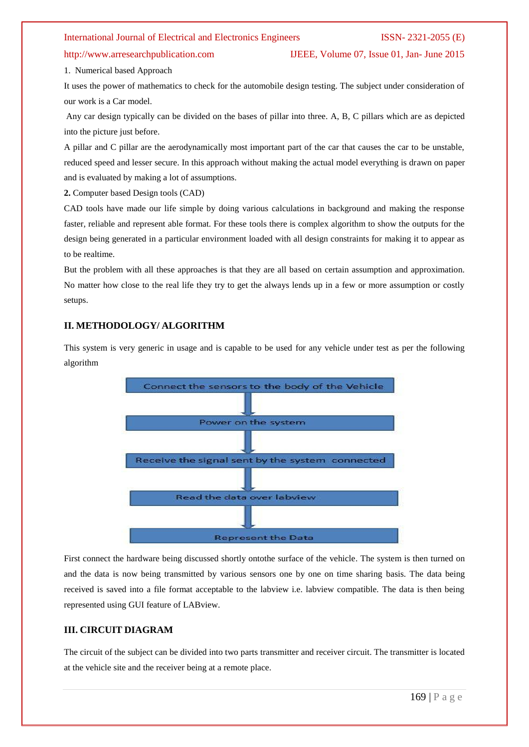1. Numerical based Approach

It uses the power of mathematics to check for the automobile design testing. The subject under consideration of our work is a Car model.

Any car design typically can be divided on the bases of pillar into three. A, B, C pillars which are as depicted into the picture just before.

A pillar and C pillar are the aerodynamically most important part of the car that causes the car to be unstable, reduced speed and lesser secure. In this approach without making the actual model everything is drawn on paper and is evaluated by making a lot of assumptions.

**2.** Computer based Design tools (CAD)

CAD tools have made our life simple by doing various calculations in background and making the response faster, reliable and represent able format. For these tools there is complex algorithm to show the outputs for the design being generated in a particular environment loaded with all design constraints for making it to appear as to be realtime.

But the problem with all these approaches is that they are all based on certain assumption and approximation. No matter how close to the real life they try to get the always lends up in a few or more assumption or costly setups.

## II. METHODOLOGY/ ALGORITHM

This system is very generic in usage and is capable to be used for any vehicle under test as per the following algorithm

Connect the sensors to the body of the Vehicle
↓
Power on the system
↓
Receive the signal sent by the system connected
↓
Read the data over labview
↓
Represent the Data

First connect the hardware being discussed shortly ontothe surface of the vehicle. The system is then turned on and the data is now being transmitted by various sensors one by one on time sharing basis. The data being received is saved into a file format acceptable to the labview i.e. labview compatible. The data is then being represented using GUI feature of LABview.

## III. CIRCUIT DIAGRAM

The circuit of the subject can be divided into two parts transmitter and receiver circuit. The transmitter is located at the vehicle site and the receiver being at a remote place.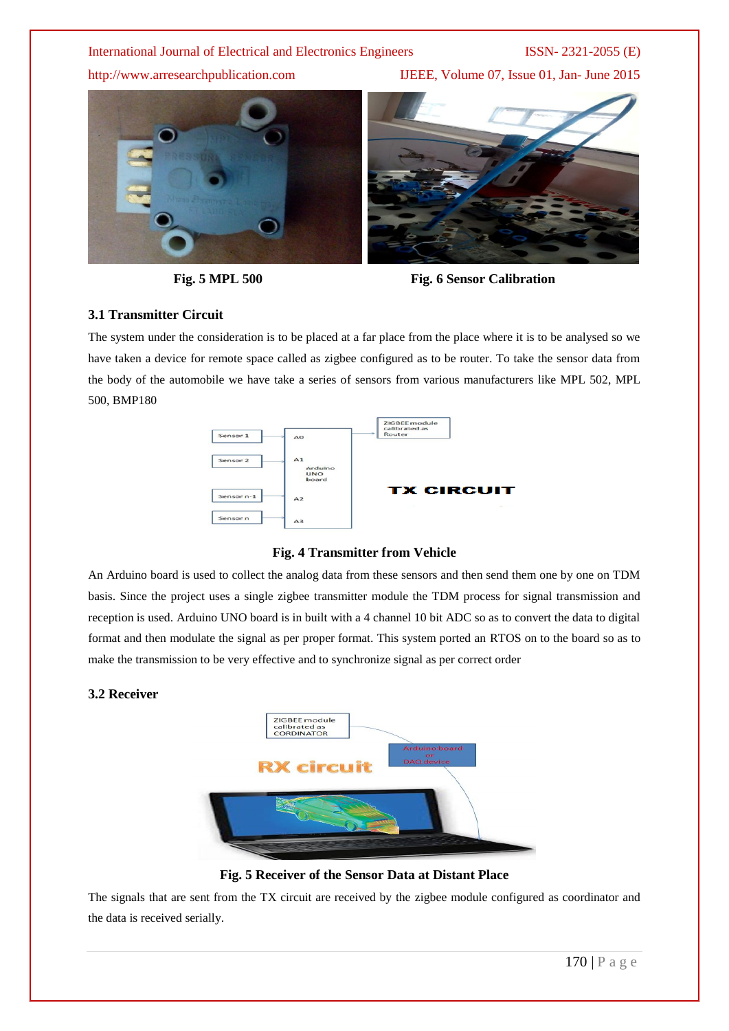Fig. 5 MPL 500

Fig. 6 Sensor Calibration

### 3.1 Transmitter Circuit

The system under the consideration is to be placed at a far place from the place where it is to be analysed so we have taken a device for remote space called as zigbee configured as to be router. To take the sensor data from the body of the automobile we have take a series of sensors from various manufacturers like MPL 502, MPL 500, BMP180

Fig. 4 Transmitter from Vehicle

An Arduino board is used to collect the analog data from these sensors and then send them one by one on TDM basis. Since the project uses a single zigbee transmitter module the TDM process for signal transmission and reception is used. Arduino UNO board is in built with a 4 channel 10 bit ADC so as to convert the data to digital format and then modulate the signal as per proper format. This system ported an RTOS on to the board so as to make the transmission to be very effective and to synchronize signal as per correct order

### 3.2 Receiver

Fig. 5 Receiver of the Sensor Data at Distant Place

The signals that are sent from the TX circuit are received by the zigbee module configured as coordinator and the data is received serially.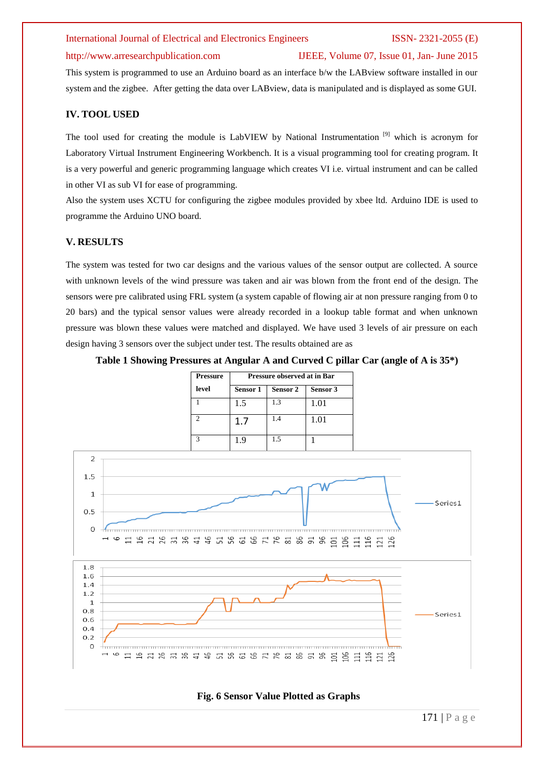This system is programmed to use an Arduino board as an interface b/w the LABview software installed in our system and the zigbee. After getting the data over LABview, data is manipulated and is displayed as some GUI.

## IV. TOOL USED

The tool used for creating the module is LabVIEW by National Instrumentation [9] which is acronym for Laboratory Virtual Instrument Engineering Workbench. It is a visual programming tool for creating program. It is a very powerful and generic programming language which creates VI i.e. virtual instrument and can be called in other VI as sub VI for ease of programming.

Also the system uses XCTU for configuring the zigbee modules provided by xbee ltd. Arduino IDE is used to programme the Arduino UNO board.

## V. RESULTS

The system was tested for two car designs and the various values of the sensor output are collected. A source with unknown levels of the wind pressure was taken and air was blown from the front end of the design. The sensors were pre calibrated using FRL system (a system capable of flowing air at non pressure ranging from 0 to 20 bars) and the typical sensor values were already recorded in a lookup table format and when unknown pressure was blown these values were matched and displayed. We have used 3 levels of air pressure on each design having 3 sensors over the subject under test. The results obtained are as

**Table 1 Showing Pressures at Angular A and Curved C pillar Car (angle of A is 35*)**

| Pressure level | Pressure observed at in Bar | | |
|---|---|---|---|
| | Sensor 1 | Sensor 2 | Sensor 3 |
| 1 | 1.5 | 1.3 | 1.01 |
| 2 | 1.7 | 1.4 | 1.01 |
| 3 | 1.9 | 1.5 | 1 |

**Fig. 6 Sensor Value Plotted as Graphs**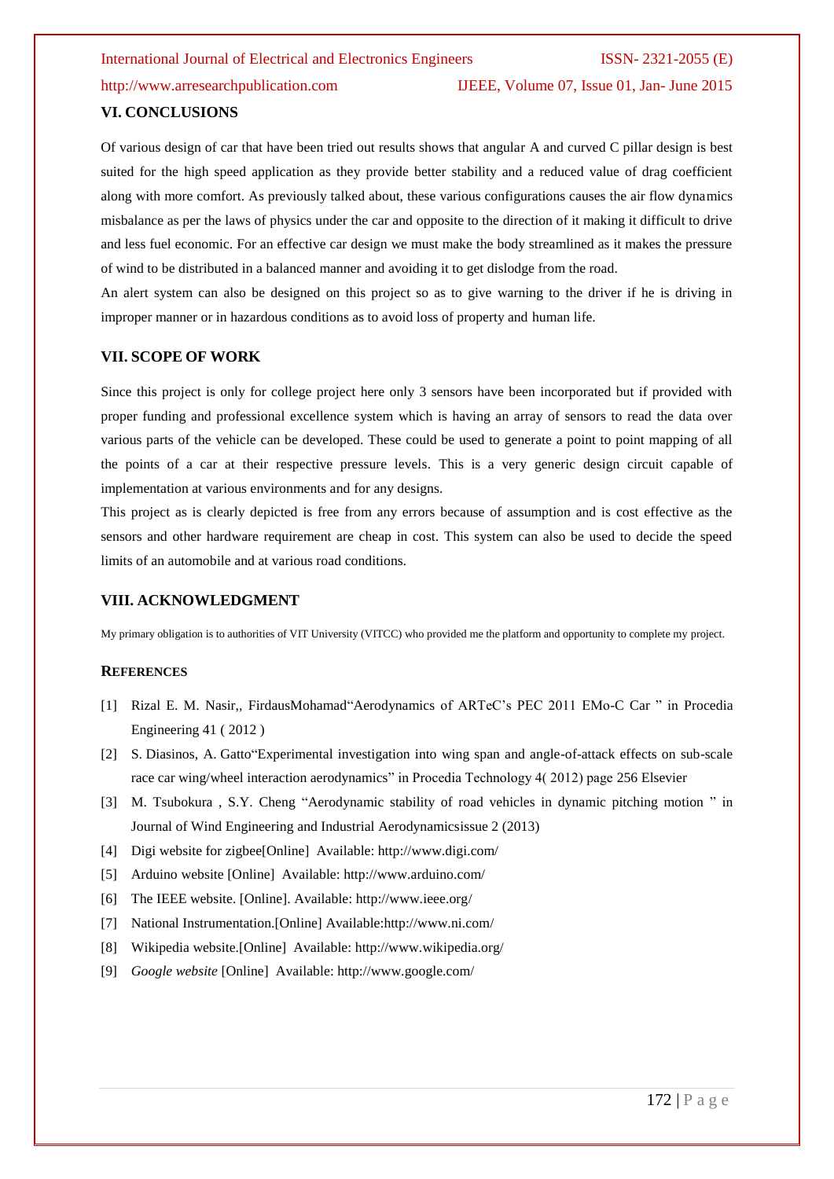## VI. CONCLUSIONS

Of various design of car that have been tried out results shows that angular A and curved C pillar design is best suited for the high speed application as they provide better stability and a reduced value of drag coefficient along with more comfort. As previously talked about, these various configurations causes the air flow dynamics misbalance as per the laws of physics under the car and opposite to the direction of it making it difficult to drive and less fuel economic. For an effective car design we must make the body streamlined as it makes the pressure of wind to be distributed in a balanced manner and avoiding it to get dislodge from the road.

An alert system can also be designed on this project so as to give warning to the driver if he is driving in improper manner or in hazardous conditions as to avoid loss of property and human life.

## VII. SCOPE OF WORK

Since this project is only for college project here only 3 sensors have been incorporated but if provided with proper funding and professional excellence system which is having an array of sensors to read the data over various parts of the vehicle can be developed. These could be used to generate a point to point mapping of all the points of a car at their respective pressure levels. This is a very generic design circuit capable of implementation at various environments and for any designs.

This project as is clearly depicted is free from any errors because of assumption and is cost effective as the sensors and other hardware requirement are cheap in cost. This system can also be used to decide the speed limits of an automobile and at various road conditions.

## VIII. ACKNOWLEDGMENT

My primary obligation is to authorities of VIT University (VITCC) who provided me the platform and opportunity to complete my project.

## REFERENCES

[1] Rizal E. M. Nasir,, FirdausMohamad"Aerodynamics of ARTeC's PEC 2011 EMo-C Car " in Procedia Engineering 41 ( 2012 )

[2] S. Diasinos, A. Gatto"Experimental investigation into wing span and angle-of-attack effects on sub-scale race car wing/wheel interaction aerodynamics" in Procedia Technology 4( 2012) page 256 Elsevier

[3] M. Tsubokura , S.Y. Cheng "Aerodynamic stability of road vehicles in dynamic pitching motion " in Journal of Wind Engineering and Industrial Aerodynamicsissue 2 (2013)

[4] Digi website for zigbee[Online] Available: http://www.digi.com/

[5] Arduino website [Online] Available: http://www.arduino.com/

[6] The IEEE website. [Online]. Available: http://www.ieee.org/

[7] National Instrumentation.[Online] Available:http://www.ni.com/

[8] Wikipedia website.[Online] Available: http://www.wikipedia.org/

[9] *Google website* [Online] Available: http://www.google.com/